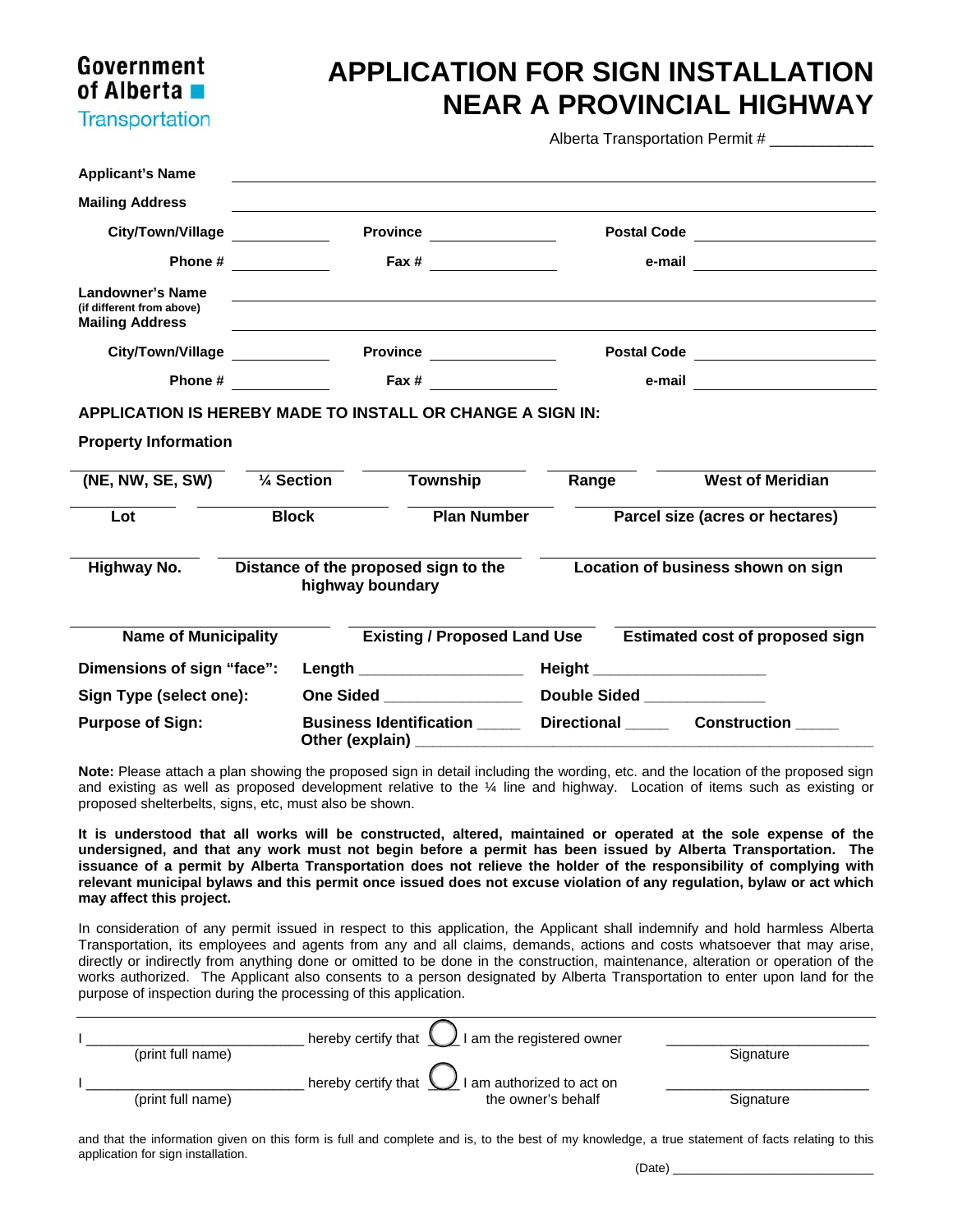Government of Alberta
Transportation

# APPLICATION FOR SIGN INSTALLATION NEAR A PROVINCIAL HIGHWAY

Alberta Transportation Permit # ____________

**Applicant's Name** ____________________________________________

**Mailing Address** ____________________________________________

**City/Town/Village** ____________ **Province** ______________ **Postal Code** ______________

**Phone #** ____________ **Fax #** ______________ **e-mail** ______________

**Landowner's Name**
**(if different from above)** ____________________________________________
**Mailing Address** ____________________________________________

**City/Town/Village** ____________ **Province** ______________ **Postal Code** ______________

**Phone #** ____________ **Fax #** ______________ **e-mail** ______________

**APPLICATION IS HEREBY MADE TO INSTALL OR CHANGE A SIGN IN:**

**Property Information**

| (NE, NW, SE, SW) | ¼ Section | Township | Range | West of Meridian |
|---|---|---|---|---|

| Lot | Block | Plan Number | Parcel size (acres or hectares) |
|---|---|---|---|

| Highway No. | Distance of the proposed sign to the highway boundary | Location of business shown on sign |
|---|---|---|

| Name of Municipality | Existing / Proposed Land Use | Estimated cost of proposed sign |
|---|---|---|

**Dimensions of sign "face":** **Length** __________________ **Height** __________________

**Sign Type (select one):** **One Sided** ________________ **Double Sided** ______________

**Purpose of Sign:** **Business Identification** _____ **Directional** _____ **Construction** _____
**Other (explain)** ____________________________________________

**Note:** Please attach a plan showing the proposed sign in detail including the wording, etc. and the location of the proposed sign and existing as well as proposed development relative to the ¼ line and highway. Location of items such as existing or proposed shelterbelts, signs, etc, must also be shown.

**It is understood that all works will be constructed, altered, maintained or operated at the sole expense of the undersigned, and that any work must not begin before a permit has been issued by Alberta Transportation. The issuance of a permit by Alberta Transportation does not relieve the holder of the responsibility of complying with relevant municipal bylaws and this permit once issued does not excuse violation of any regulation, bylaw or act which may affect this project.**

In consideration of any permit issued in respect to this application, the Applicant shall indemnify and hold harmless Alberta Transportation, its employees and agents from any and all claims, demands, actions and costs whatsoever that may arise, directly or indirectly from anything done or omitted to be done in the construction, maintenance, alteration or operation of the works authorized. The Applicant also consents to a person designated by Alberta Transportation to enter upon land for the purpose of inspection during the processing of this application.

I ___________________________ hereby certify that ◯ I am the registered owner ___________________________
(print full name) Signature

I ___________________________ hereby certify that ◯ I am authorized to act on the owner's behalf ___________________________
(print full name) Signature

and that the information given on this form is full and complete and is, to the best of my knowledge, a true statement of facts relating to this application for sign installation.

(Date) ____________________________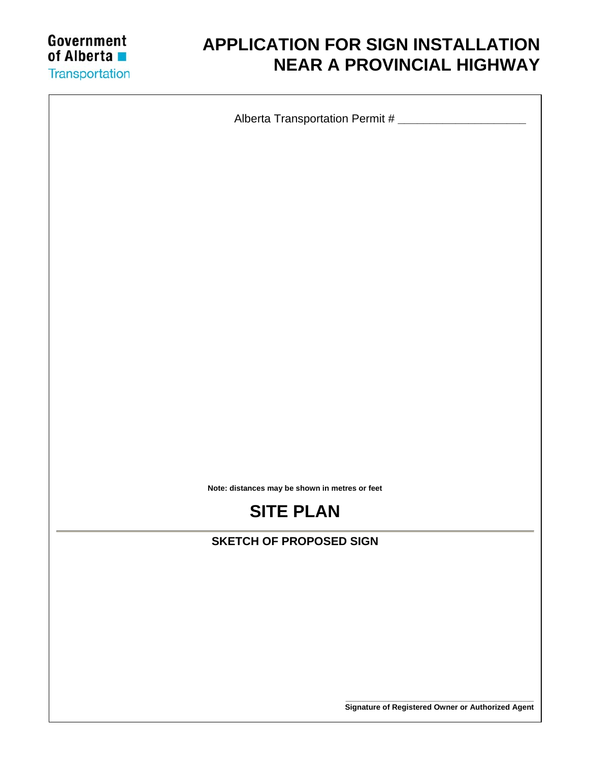Government of Alberta ■ Transportation

# APPLICATION FOR SIGN INSTALLATION NEAR A PROVINCIAL HIGHWAY

Alberta Transportation Permit # ____________________

**Note: distances may be shown in metres or feet**

## SITE PLAN

---

### SKETCH OF PROPOSED SIGN

______________________________

**Signature of Registered Owner or Authorized Agent**